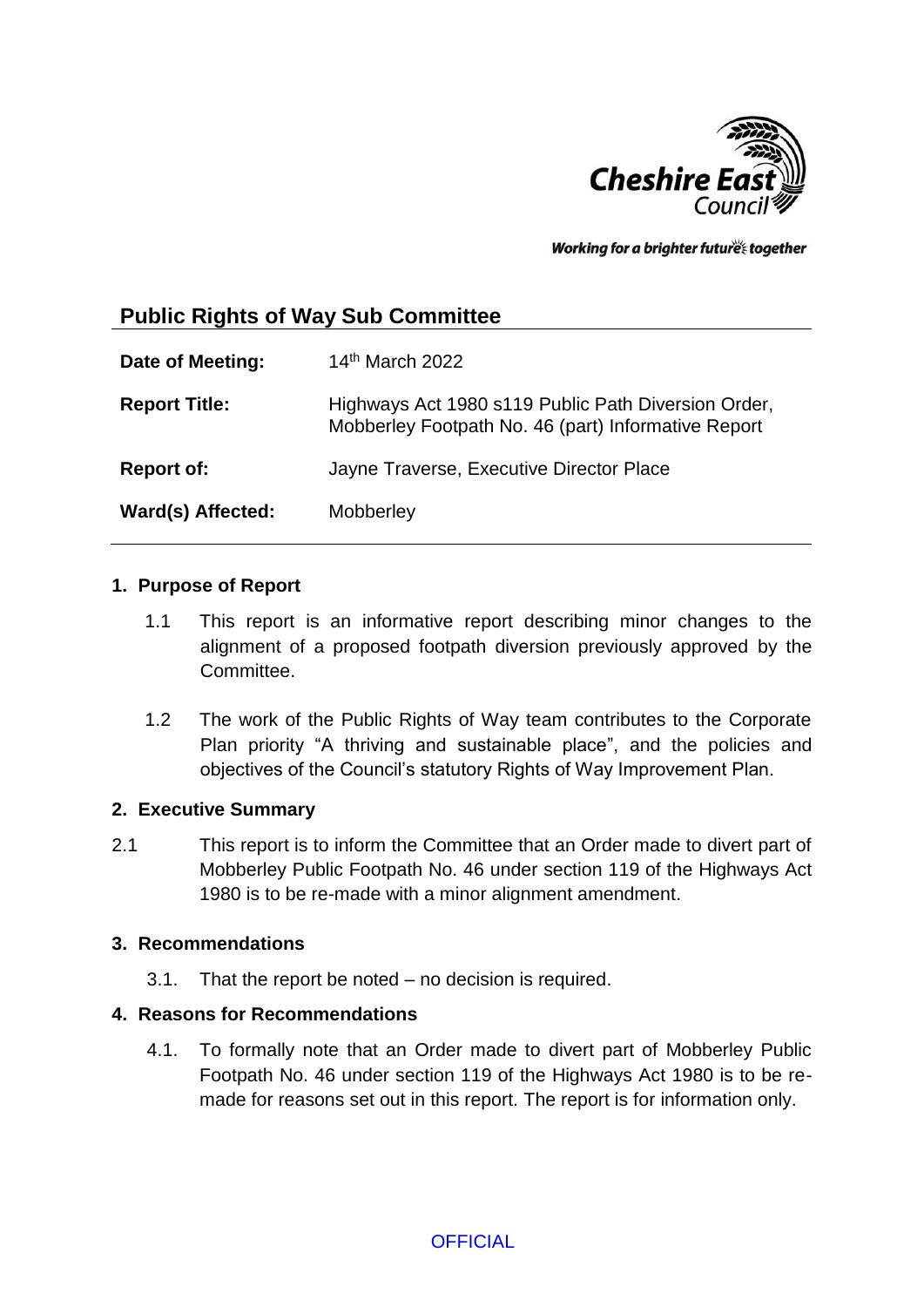## Public Rights of Way Sub Committee

| | |
|---|---|
| **Date of Meeting:** | 14th March 2022 |
| **Report Title:** | Highways Act 1980 s119 Public Path Diversion Order, Mobberley Footpath No. 46 (part) Informative Report |
| **Report of:** | Jayne Traverse, Executive Director Place |
| **Ward(s) Affected:** | Mobberley |

### 1. Purpose of Report

1.1 This report is an informative report describing minor changes to the alignment of a proposed footpath diversion previously approved by the Committee.

1.2 The work of the Public Rights of Way team contributes to the Corporate Plan priority "A thriving and sustainable place", and the policies and objectives of the Council's statutory Rights of Way Improvement Plan.

### 2. Executive Summary

2.1 This report is to inform the Committee that an Order made to divert part of Mobberley Public Footpath No. 46 under section 119 of the Highways Act 1980 is to be re-made with a minor alignment amendment.

### 3. Recommendations

3.1. That the report be noted – no decision is required.

### 4. Reasons for Recommendations

4.1. To formally note that an Order made to divert part of Mobberley Public Footpath No. 46 under section 119 of the Highways Act 1980 is to be re-made for reasons set out in this report. The report is for information only.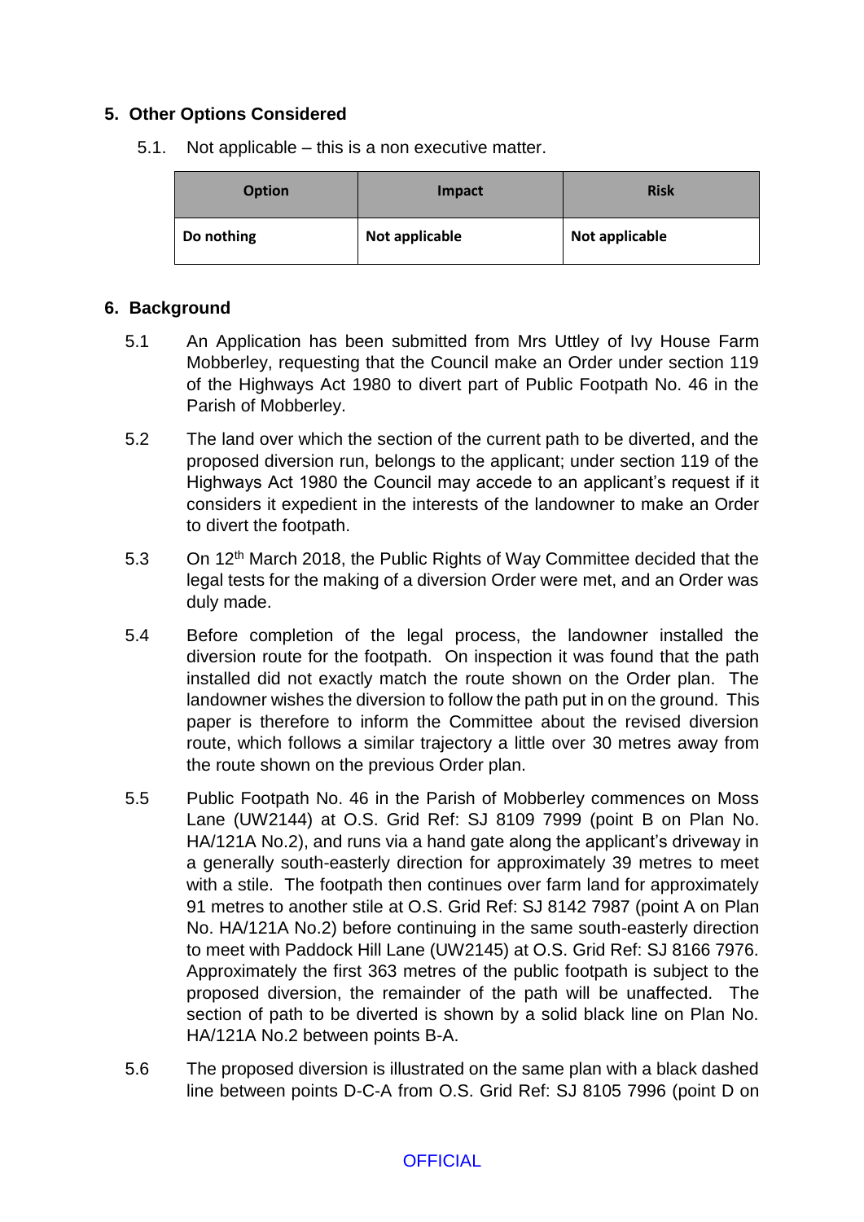## 5. Other Options Considered

5.1. Not applicable – this is a non executive matter.

| Option | Impact | Risk |
|---|---|---|
| **Do nothing** | **Not applicable** | **Not applicable** |

## 6. Background

5.1 An Application has been submitted from Mrs Uttley of Ivy House Farm Mobberley, requesting that the Council make an Order under section 119 of the Highways Act 1980 to divert part of Public Footpath No. 46 in the Parish of Mobberley.

5.2 The land over which the section of the current path to be diverted, and the proposed diversion run, belongs to the applicant; under section 119 of the Highways Act 1980 the Council may accede to an applicant's request if it considers it expedient in the interests of the landowner to make an Order to divert the footpath.

5.3 On 12th March 2018, the Public Rights of Way Committee decided that the legal tests for the making of a diversion Order were met, and an Order was duly made.

5.4 Before completion of the legal process, the landowner installed the diversion route for the footpath. On inspection it was found that the path installed did not exactly match the route shown on the Order plan. The landowner wishes the diversion to follow the path put in on the ground. This paper is therefore to inform the Committee about the revised diversion route, which follows a similar trajectory a little over 30 metres away from the route shown on the previous Order plan.

5.5 Public Footpath No. 46 in the Parish of Mobberley commences on Moss Lane (UW2144) at O.S. Grid Ref: SJ 8109 7999 (point B on Plan No. HA/121A No.2), and runs via a hand gate along the applicant's driveway in a generally south-easterly direction for approximately 39 metres to meet with a stile. The footpath then continues over farm land for approximately 91 metres to another stile at O.S. Grid Ref: SJ 8142 7987 (point A on Plan No. HA/121A No.2) before continuing in the same south-easterly direction to meet with Paddock Hill Lane (UW2145) at O.S. Grid Ref: SJ 8166 7976. Approximately the first 363 metres of the public footpath is subject to the proposed diversion, the remainder of the path will be unaffected. The section of path to be diverted is shown by a solid black line on Plan No. HA/121A No.2 between points B-A.

5.6 The proposed diversion is illustrated on the same plan with a black dashed line between points D-C-A from O.S. Grid Ref: SJ 8105 7996 (point D on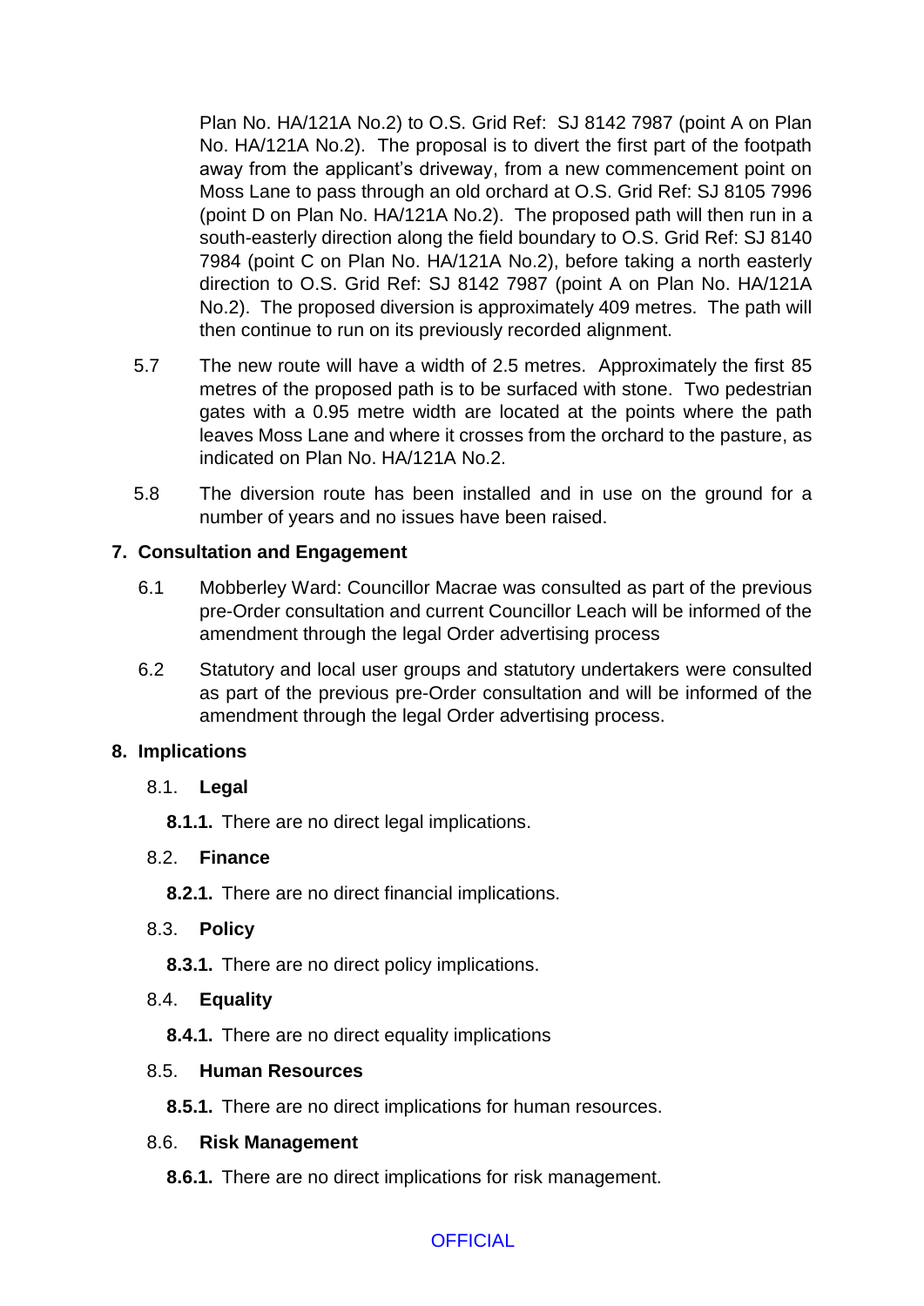Plan No. HA/121A No.2) to O.S. Grid Ref: SJ 8142 7987 (point A on Plan No. HA/121A No.2). The proposal is to divert the first part of the footpath away from the applicant's driveway, from a new commencement point on Moss Lane to pass through an old orchard at O.S. Grid Ref: SJ 8105 7996 (point D on Plan No. HA/121A No.2). The proposed path will then run in a south-easterly direction along the field boundary to O.S. Grid Ref: SJ 8140 7984 (point C on Plan No. HA/121A No.2), before taking a north easterly direction to O.S. Grid Ref: SJ 8142 7987 (point A on Plan No. HA/121A No.2). The proposed diversion is approximately 409 metres. The path will then continue to run on its previously recorded alignment.

5.7 The new route will have a width of 2.5 metres. Approximately the first 85 metres of the proposed path is to be surfaced with stone. Two pedestrian gates with a 0.95 metre width are located at the points where the path leaves Moss Lane and where it crosses from the orchard to the pasture, as indicated on Plan No. HA/121A No.2.

5.8 The diversion route has been installed and in use on the ground for a number of years and no issues have been raised.

## 7. Consultation and Engagement

6.1 Mobberley Ward: Councillor Macrae was consulted as part of the previous pre-Order consultation and current Councillor Leach will be informed of the amendment through the legal Order advertising process

6.2 Statutory and local user groups and statutory undertakers were consulted as part of the previous pre-Order consultation and will be informed of the amendment through the legal Order advertising process.

## 8. Implications

### 8.1. Legal

**8.1.1.** There are no direct legal implications.

### 8.2. Finance

**8.2.1.** There are no direct financial implications.

### 8.3. Policy

**8.3.1.** There are no direct policy implications.

### 8.4. Equality

**8.4.1.** There are no direct equality implications

### 8.5. Human Resources

**8.5.1.** There are no direct implications for human resources.

### 8.6. Risk Management

**8.6.1.** There are no direct implications for risk management.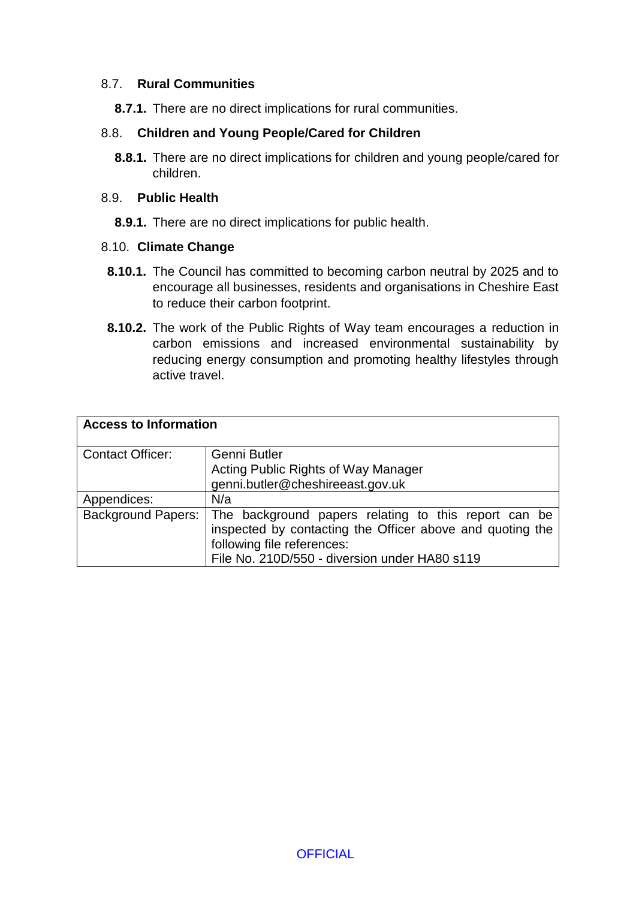### 8.7. Rural Communities

**8.7.1.** There are no direct implications for rural communities.

### 8.8. Children and Young People/Cared for Children

**8.8.1.** There are no direct implications for children and young people/cared for children.

### 8.9. Public Health

**8.9.1.** There are no direct implications for public health.

### 8.10. Climate Change

**8.10.1.** The Council has committed to becoming carbon neutral by 2025 and to encourage all businesses, residents and organisations in Cheshire East to reduce their carbon footprint.

**8.10.2.** The work of the Public Rights of Way team encourages a reduction in carbon emissions and increased environmental sustainability by reducing energy consumption and promoting healthy lifestyles through active travel.

| **Access to Information** | |
|---|---|
| Contact Officer: | Genni Butler<br>Acting Public Rights of Way Manager<br>genni.butler@cheshireeast.gov.uk |
| Appendices: | N/a |
| Background Papers: | The background papers relating to this report can be inspected by contacting the Officer above and quoting the following file references:<br>File No. 210D/550 - diversion under HA80 s119 |